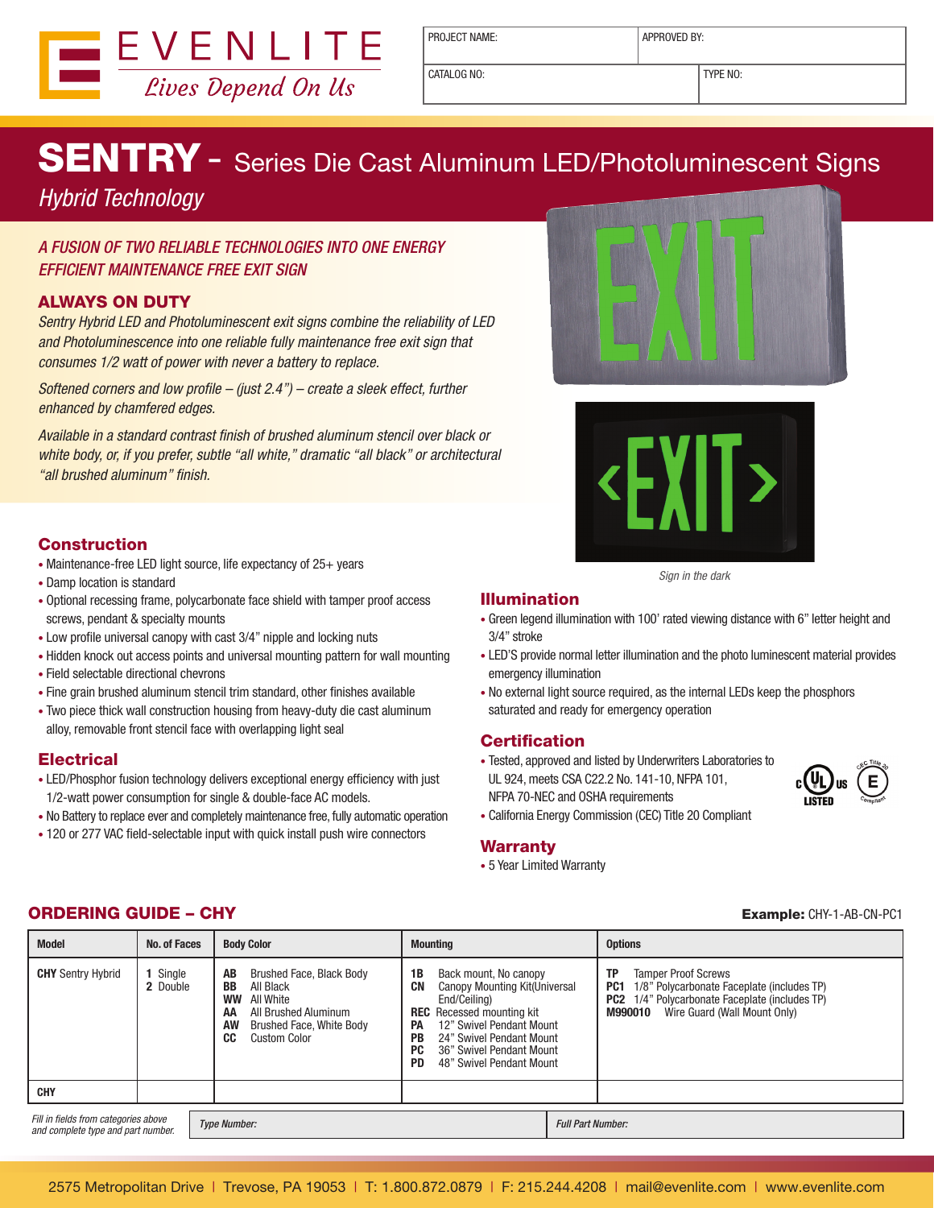EVENLITE
*Lives Depend On Us*

| PROJECT NAME: | APPROVED BY: |
|---|---|
| CATALOG NO: | TYPE NO: |

# SENTRY - Series Die Cast Aluminum LED/Photoluminescent Signs

*Hybrid Technology*

*A FUSION OF TWO RELIABLE TECHNOLOGIES INTO ONE ENERGY EFFICIENT MAINTENANCE FREE EXIT SIGN*

### ALWAYS ON DUTY

*Sentry Hybrid LED and Photoluminescent exit signs combine the reliability of LED and Photoluminescence into one reliable fully maintenance free exit sign that consumes 1/2 watt of power with never a battery to replace.*

*Softened corners and low profile – (just 2.4") – create a sleek effect, further enhanced by chamfered edges.*

*Available in a standard contrast finish of brushed aluminum stencil over black or white body, or, if you prefer, subtle "all white," dramatic "all black" or architectural "all brushed aluminum" finish.*

*Sign in the dark*

## Construction

- Maintenance-free LED light source, life expectancy of 25+ years
- Damp location is standard
- Optional recessing frame, polycarbonate face shield with tamper proof access screws, pendant & specialty mounts
- Low profile universal canopy with cast 3/4" nipple and locking nuts
- Hidden knock out access points and universal mounting pattern for wall mounting
- Field selectable directional chevrons
- Fine grain brushed aluminum stencil trim standard, other finishes available
- Two piece thick wall construction housing from heavy-duty die cast aluminum alloy, removable front stencil face with overlapping light seal

## Electrical

- LED/Phosphor fusion technology delivers exceptional energy efficiency with just 1/2-watt power consumption for single & double-face AC models.
- No Battery to replace ever and completely maintenance free, fully automatic operation
- 120 or 277 VAC field-selectable input with quick install push wire connectors

## Illumination

- Green legend illumination with 100' rated viewing distance with 6" letter height and 3/4" stroke
- LED'S provide normal letter illumination and the photo luminescent material provides emergency illumination
- No external light source required, as the internal LEDs keep the phosphors saturated and ready for emergency operation

## Certification

- Tested, approved and listed by Underwriters Laboratories to UL 924, meets CSA C22.2 No. 141-10, NFPA 101, NFPA 70-NEC and OSHA requirements
- California Energy Commission (CEC) Title 20 Compliant

## Warranty

- 5 Year Limited Warranty

## ORDERING GUIDE – CHY

**Example:** CHY-1-AB-CN-PC1

| Model | No. of Faces | Body Color | Mounting | Options |
|---|---|---|---|---|
| **CHY** Sentry Hybrid | **1** Single<br>**2** Double | **AB** Brushed Face, Black Body<br>**BB** All Black<br>**WW** All White<br>**AA** All Brushed Aluminum<br>**AW** Brushed Face, White Body<br>**CC** Custom Color | **1B** Back mount, No canopy<br>**CN** Canopy Mounting Kit(Universal End/Ceiling)<br>**REC** Recessed mounting kit<br>**PA** 12" Swivel Pendant Mount<br>**PB** 24" Swivel Pendant Mount<br>**PC** 36" Swivel Pendant Mount<br>**PD** 48" Swivel Pendant Mount | **TP** Tamper Proof Screws<br>**PC1** 1/8" Polycarbonate Faceplate (includes TP)<br>**PC2** 1/4" Polycarbonate Faceplate (includes TP)<br>**M990010** Wire Guard (Wall Mount Only) |
| **CHY** | | | | |

*Fill in fields from categories above and complete type and part number.*

| *Type Number:* | *Full Part Number:* |
|---|---|

2575 Metropolitan Drive | Trevose, PA 19053 | T: 1.800.872.0879 | F: 215.244.4208 | mail@evenlite.com | www.evenlite.com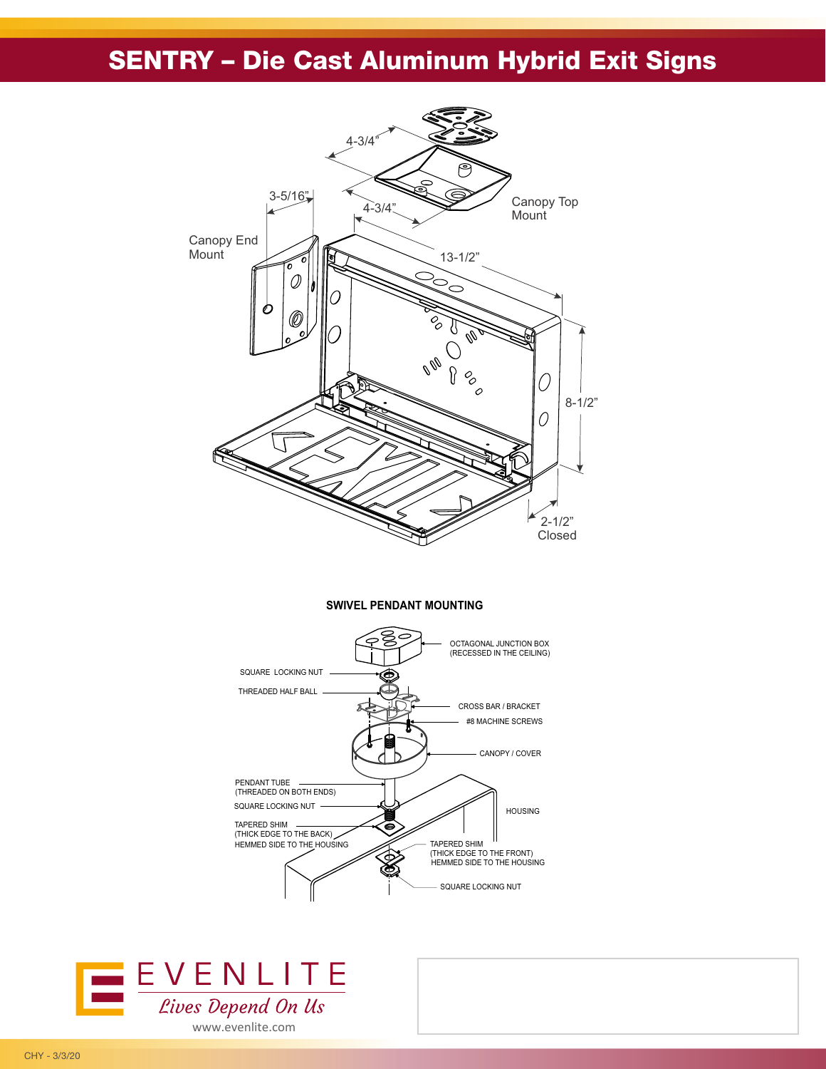# SENTRY – Die Cast Aluminum Hybrid Exit Signs

4-3/4"

3-5/16"

4-3/4"

Canopy Top Mount

Canopy End Mount

13-1/2"

8-1/2"

2-1/2"
Closed

**SWIVEL PENDANT MOUNTING**

OCTAGONAL JUNCTION BOX (RECESSED IN THE CEILING)

SQUARE LOCKING NUT

THREADED HALF BALL

CROSS BAR / BRACKET

#8 MACHINE SCREWS

CANOPY / COVER

PENDANT TUBE (THREADED ON BOTH ENDS)

SQUARE LOCKING NUT

HOUSING

TAPERED SHIM (THICK EDGE TO THE BACK) HEMMED SIDE TO THE HOUSING

TAPERED SHIM (THICK EDGE TO THE FRONT) HEMMED SIDE TO THE HOUSING

SQUARE LOCKING NUT

EVENLITE
*Lives Depend On Us*
www.evenlite.com

CHY - 3/3/20